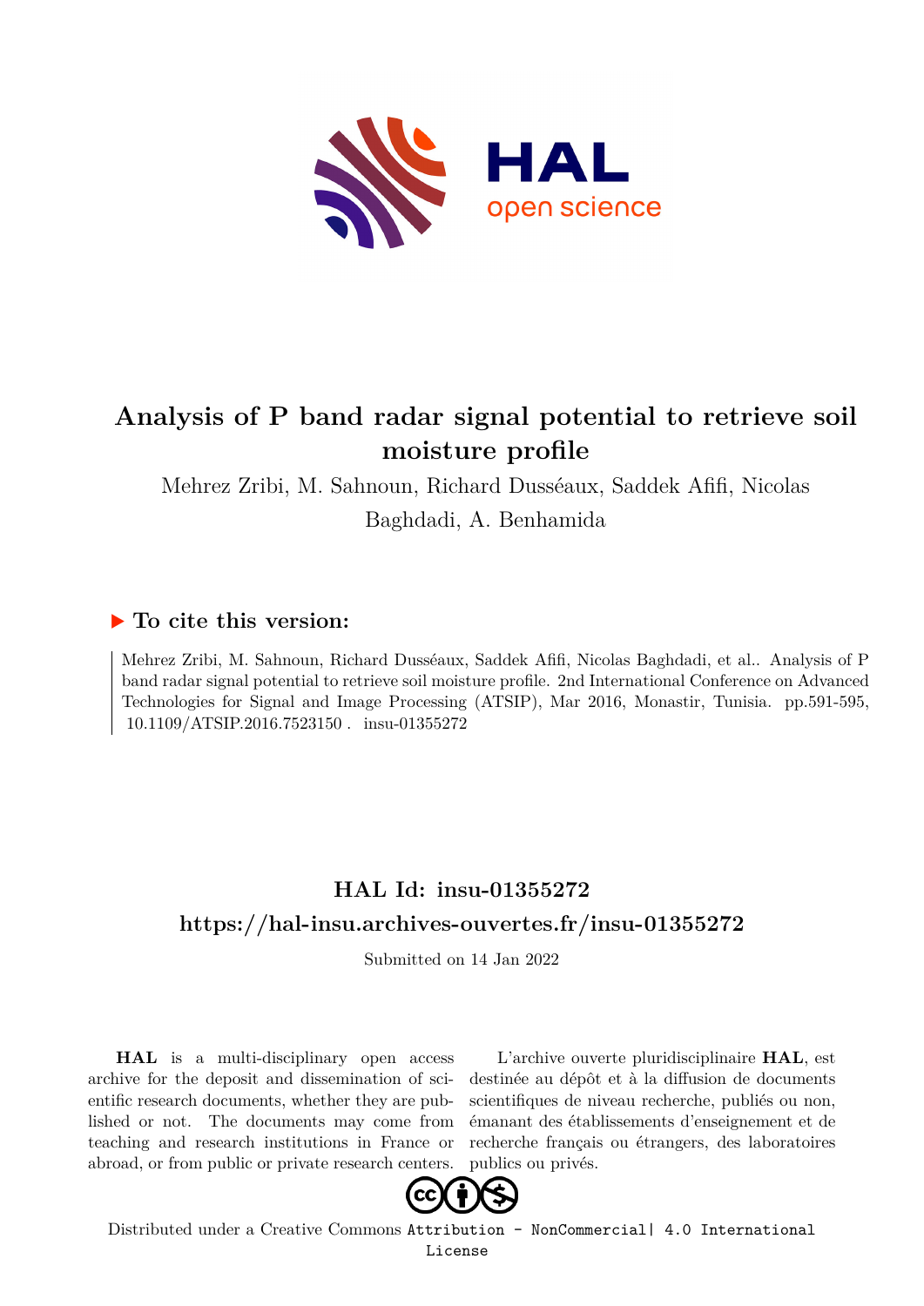# Analysis of P band radar signal potential to retrieve soil moisture profile

Mehrez Zribi, M. Sahnoun, Richard Dusséaux, Saddek Afifi, Nicolas Baghdadi, A. Benhamida

## ▶ To cite this version:

Mehrez Zribi, M. Sahnoun, Richard Dusséaux, Saddek Afifi, Nicolas Baghdadi, et al.. Analysis of P band radar signal potential to retrieve soil moisture profile. 2nd International Conference on Advanced Technologies for Signal and Image Processing (ATSIP), Mar 2016, Monastir, Tunisia. pp.591-595, 10.1109/ATSIP.2016.7523150 . insu-01355272

## HAL Id: insu-01355272

## https://hal-insu.archives-ouvertes.fr/insu-01355272

Submitted on 14 Jan 2022

**HAL** is a multi-disciplinary open access archive for the deposit and dissemination of scientific research documents, whether they are published or not. The documents may come from teaching and research institutions in France or abroad, or from public or private research centers.

L'archive ouverte pluridisciplinaire **HAL**, est destinée au dépôt et à la diffusion de documents scientifiques de niveau recherche, publiés ou non, émanant des établissements d'enseignement et de recherche français ou étrangers, des laboratoires publics ou privés.

Distributed under a Creative Commons Attribution - NonCommercial| 4.0 International License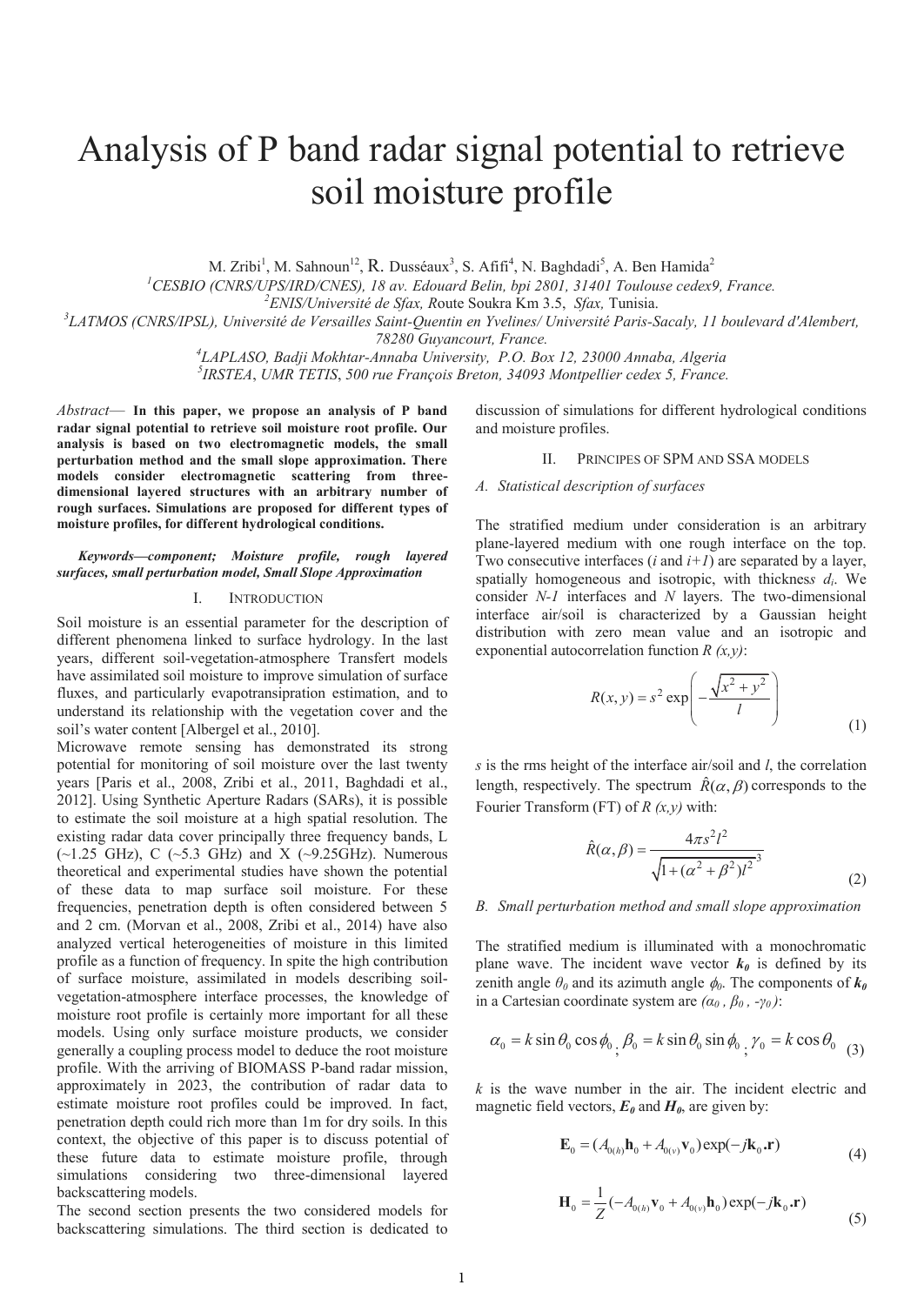# Analysis of P band radar signal potential to retrieve soil moisture profile

M. Zribi[1], M. Sahnoun[12], R. Dusséaux[3], S. Afifi[4], N. Baghdadi[5], A. Ben Hamida[2]

[1]CESBIO (CNRS/UPS/IRD/CNES), 18 av. Edouard Belin, bpi 2801, 31401 Toulouse cedex9, France.

[2]ENIS/Université de Sfax, Route Soukra Km 3.5, Sfax, Tunisia.

[3]LATMOS (CNRS/IPSL), Université de Versailles Saint-Quentin en Yvelines/ Université Paris-Saclay, 11 boulevard d'Alembert, 78280 Guyancourt, France.

[4]LAPLASO, Badji Mokhtar-Annaba University, P.O. Box 12, 23000 Annaba, Algeria

[5]IRSTEA, UMR TETIS, 500 rue François Breton, 34093 Montpellier cedex 5, France.

*Abstract*— **In this paper, we propose an analysis of P band radar signal potential to retrieve soil moisture root profile. Our analysis is based on two electromagnetic models, the small perturbation method and the small slope approximation. There models consider electromagnetic scattering from three-dimensional layered structures with an arbitrary number of rough surfaces. Simulations are proposed for different types of moisture profiles, for different hydrological conditions.**

***Keywords—component; Moisture profile, rough layered surfaces, small perturbation model, Small Slope Approximation***

## I. INTRODUCTION

Soil moisture is an essential parameter for the description of different phenomena linked to surface hydrology. In the last years, different soil-vegetation-atmosphere Transfert models have assimilated soil moisture to improve simulation of surface fluxes, and particularly evapotranspiration estimation, and to understand its relationship with the vegetation cover and the soil's water content [Albergel et al., 2010].

Microwave remote sensing has demonstrated its strong potential for monitoring of soil moisture over the last twenty years [Paris et al., 2008, Zribi et al., 2011, Baghdadi et al., 2012]. Using Synthetic Aperture Radars (SARs), it is possible to estimate the soil moisture at a high spatial resolution. The existing radar data cover principally three frequency bands, L (~1.25 GHz), C (~5.3 GHz) and X (~9.25GHz). Numerous theoretical and experimental studies have shown the potential of these data to map surface soil moisture. For these frequencies, penetration depth is often considered between 5 and 2 cm. (Morvan et al., 2008, Zribi et al., 2014) have also analyzed vertical heterogeneities of moisture in this limited profile as a function of frequency. In spite the high contribution of surface moisture, assimilated in models describing soil-vegetation-atmosphere interface processes, the knowledge of moisture root profile is certainly more important for all these models. Using only surface moisture products, we consider generally a coupling process model to deduce the root moisture profile. With the arriving of BIOMASS P-band radar mission, approximately in 2023, the contribution of radar data to estimate moisture root profiles could be improved. In fact, penetration depth could rich more than 1m for dry soils. In this context, the objective of this paper is to discuss potential of these future data to estimate moisture profile, through simulations considering two three-dimensional layered backscattering models.

The second section presents the two considered models for backscattering simulations. The third section is dedicated to discussion of simulations for different hydrological conditions and moisture profiles.

## II. PRINCIPES OF SPM AND SSA MODELS

### A. Statistical description of surfaces

The stratified medium under consideration is an arbitrary plane-layered medium with one rough interface on the top. Two consecutive interfaces ($i$ and $i+1$) are separated by a layer, spatially homogeneous and isotropic, with thickness $d_i$. We consider $N-1$ interfaces and $N$ layers. The two-dimensional interface air/soil is characterized by a Gaussian height distribution with zero mean value and an isotropic and exponential autocorrelation function $R(x,y)$:

$$R(x,y) = s^2 \exp\left(-\frac{\sqrt{x^2+y^2}}{l}\right) \tag{1}$$

$s$ is the rms height of the interface air/soil and $l$, the correlation length, respectively. The spectrum $\hat{R}(\alpha,\beta)$ corresponds to the Fourier Transform (FT) of $R(x,y)$ with:

$$\hat{R}(\alpha,\beta) = \frac{4\pi s^2 l^2}{\sqrt{1+(\alpha^2+\beta^2)l^2}^{\,3}} \tag{2}$$

### B. Small perturbation method and small slope approximation

The stratified medium is illuminated with a monochromatic plane wave. The incident wave vector $\mathbf{k_0}$ is defined by its zenith angle $\theta_0$ and its azimuth angle $\phi_0$. The components of $\mathbf{k_0}$ in a Cartesian coordinate system are $(\alpha_0, \beta_0, -\gamma_0)$:

$$\alpha_0 = k\sin\theta_0\cos\phi_0 \; ; \; \beta_0 = k\sin\theta_0\sin\phi_0 \; ; \; \gamma_0 = k\cos\theta_0 \tag{3}$$

$k$ is the wave number in the air. The incident electric and magnetic field vectors, $\mathbf{E_0}$ and $\mathbf{H_0}$, are given by:

$$\mathbf{E}_0 = (A_{0(h)}\mathbf{h}_0 + A_{0(v)}\mathbf{v}_0)\exp(-j\mathbf{k}_0.\mathbf{r}) \tag{4}$$

$$\mathbf{H}_0 = \frac{1}{Z}(-A_{0(h)}\mathbf{v}_0 + A_{0(v)}\mathbf{h}_0)\exp(-j\mathbf{k}_0.\mathbf{r}) \tag{5}$$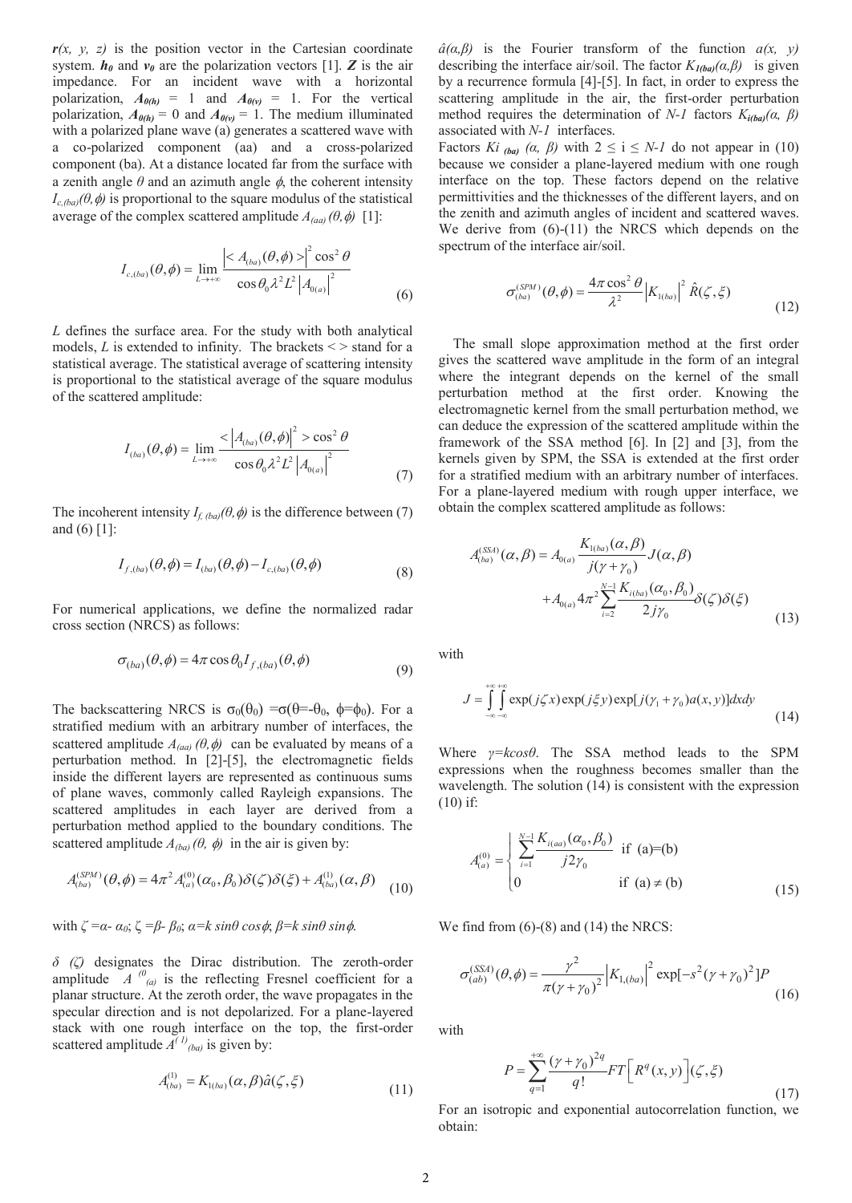$\boldsymbol{r}(x, y, z)$ is the position vector in the Cartesian coordinate system. $\boldsymbol{h_0}$ and $\boldsymbol{v_0}$ are the polarization vectors [1]. $\boldsymbol{Z}$ is the air impedance. For an incident wave with a horizontal polarization, $A_{0(h)}$ = 1 and $A_{0(v)}$ = 1. For the vertical polarization, $A_{0(h)}$ = 0 and $A_{0(v)}$ = 1. The medium illuminated with a polarized plane wave (a) generates a scattered wave with a co-polarized component (aa) and a cross-polarized component (ba). At a distance located far from the surface with a zenith angle $\theta$ and an azimuth angle $\phi$, the coherent intensity $I_{c,(ba)}(\theta,\phi)$ is proportional to the square modulus of the statistical average of the complex scattered amplitude $A_{(aa)}(\theta,\phi)$ [1]:

$$I_{c,(ba)}(\theta,\phi) = \lim_{L\to+\infty} \frac{\left|< A_{(ba)}(\theta,\phi) >\right|^2 \cos^2\theta}{\cos\theta_0 \lambda^2 L^2 \left|A_{0(a)}\right|^2} \tag{6}$$

$L$ defines the surface area. For the study with both analytical models, $L$ is extended to infinity. The brackets < > stand for a statistical average. The statistical average of scattering intensity is proportional to the statistical average of the square modulus of the scattered amplitude:

$$I_{(ba)}(\theta,\phi) = \lim_{L\to+\infty} \frac{< \left|A_{(ba)}(\theta,\phi)\right|^2 > \cos^2\theta}{\cos\theta_0 \lambda^2 L^2 \left|A_{0(a)}\right|^2} \tag{7}$$

The incoherent intensity $I_{f,(ba)}(\theta,\phi)$ is the difference between (7) and (6) [1]:

$$I_{f,(ba)}(\theta,\phi) = I_{(ba)}(\theta,\phi) - I_{c,(ba)}(\theta,\phi) \tag{8}$$

For numerical applications, we define the normalized radar cross section (NRCS) as follows:

$$\sigma_{(ba)}(\theta,\phi) = 4\pi\cos\theta_0 I_{f,(ba)}(\theta,\phi) \tag{9}$$

The backscattering NRCS is $\sigma_0(\theta_0) = \sigma(\theta = -\theta_0,\ \phi = \phi_0)$. For a stratified medium with an arbitrary number of interfaces, the scattered amplitude $A_{(aa)}(\theta,\phi)$ can be evaluated by means of a perturbation method. In [2]-[5], the electromagnetic fields inside the different layers are represented as continuous sums of plane waves, commonly called Rayleigh expansions. The scattered amplitudes in each layer are derived from a perturbation method applied to the boundary conditions. The scattered amplitude $A_{(ba)}(\theta,\phi)$ in the air is given by:

$$A^{(SPM)}_{(ba)}(\theta,\phi) = 4\pi^2 A^{(0)}_{(a)}(\alpha_0,\beta_0)\delta(\zeta)\delta(\xi) + A^{(1)}_{(ba)}(\alpha,\beta) \tag{10}$$

with $\zeta = \alpha - \alpha_0$; $\zeta = \beta - \beta_0$; $\alpha = k\sin\theta\cos\phi$; $\beta = k\sin\theta\sin\phi$.

$\delta(\zeta)$ designates the Dirac distribution. The zeroth-order amplitude $A^{(0)}_{(a)}$ is the reflecting Fresnel coefficient for a planar structure. At the zeroth order, the wave propagates in the specular direction and is not depolarized. For a plane-layered stack with one rough interface on the top, the first-order scattered amplitude $A^{(1)}_{(ba)}$ is given by:

$$A^{(1)}_{(ba)} = K_{1(ba)}(\alpha,\beta)\hat{a}(\zeta,\xi) \tag{11}$$

$\hat{a}(\alpha,\beta)$ is the Fourier transform of the function $a(x, y)$ describing the interface air/soil. The factor $K_{1(ba)}(\alpha,\beta)$ is given by a recurrence formula [4]-[5]. In fact, in order to express the scattering amplitude in the air, the first-order perturbation method requires the determination of $N$-1 factors $K_{i(ba)}(\alpha,\beta)$ associated with $N$-1 interfaces.

Factors $K_{i\,(ba)}(\alpha,\beta)$ with $2 \le i \le N-1$ do not appear in (10) because we consider a plane-layered medium with one rough interface on the top. These factors depend on the relative permittivities and the thicknesses of the different layers, and on the zenith and azimuth angles of incident and scattered waves. We derive from (6)-(11) the NRCS which depends on the spectrum of the interface air/soil.

$$\sigma^{(SPM)}_{(ba)}(\theta,\phi) = \frac{4\pi\cos^2\theta}{\lambda^2}\left|K_{1(ba)}\right|^2 \hat{R}(\zeta,\xi) \tag{12}$$

The small slope approximation method at the first order gives the scattered wave amplitude in the form of an integral where the integrant depends on the kernel of the small perturbation method at the first order. Knowing the electromagnetic kernel from the small perturbation method, we can deduce the expression of the scattered amplitude within the framework of the SSA method [6]. In [2] and [3], from the kernels given by SPM, the SSA is extended at the first order for a stratified medium with an arbitrary number of interfaces. For a plane-layered medium with rough upper interface, we obtain the complex scattered amplitude as follows:

$$\begin{aligned} A^{(SSA)}_{(ba)}(\alpha,\beta) &= A_{0(a)}\frac{K_{1(ba)}(\alpha,\beta)}{j(\gamma+\gamma_0)}J(\alpha,\beta) \\ &+ A_{0(a)}4\pi^2\sum_{i=2}^{N-1}\frac{K_{i(ba)}(\alpha_0,\beta_0)}{2j\gamma_0}\delta(\zeta)\delta(\xi) \end{aligned} \tag{13}$$

with

$$J = \int_{-\infty}^{+\infty}\int_{-\infty}^{+\infty} \exp(j\zeta x)\exp(j\xi y)\exp[j(\gamma_1+\gamma_0)a(x,y)]dxdy \tag{14}$$

Where $\gamma = k\cos\theta$. The SSA method leads to the SPM expressions when the roughness becomes smaller than the wavelength. The solution (14) is consistent with the expression (10) if:

$$A^{(0)}_{(a)} = \begin{cases} \displaystyle\sum_{i=1}^{N-1}\frac{K_{i(aa)}(\alpha_0,\beta_0)}{j2\gamma_0} & \text{if (a)=(b)} \\ 0 & \text{if (a)} \neq \text{(b)} \end{cases} \tag{15}$$

We find from (6)-(8) and (14) the NRCS:

$$\sigma^{(SSA)}_{(ab)}(\theta,\phi) = \frac{\gamma^2}{\pi(\gamma+\gamma_0)^2}\left|K_{1,(ba)}\right|^2 \exp[-s^2(\gamma+\gamma_0)^2]P \tag{16}$$

with

$$P = \sum_{q=1}^{+\infty}\frac{(\gamma+\gamma_0)^{2q}}{q!}FT\left[R^q(x,y)\right](\zeta,\xi) \tag{17}$$

For an isotropic and exponential autocorrelation function, we obtain: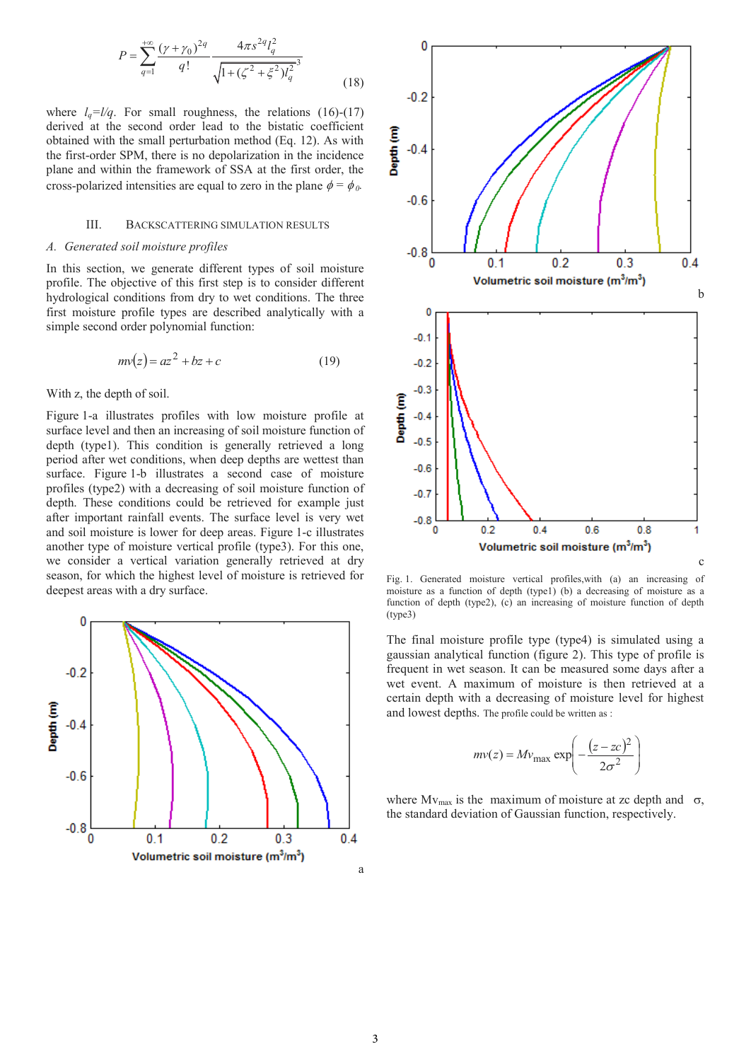$$P=\sum_{q=1}^{+\infty}\frac{(\gamma+\gamma_0)^{2q}}{q!}\frac{4\pi s^{2q}l_q^2}{\sqrt{1+(\zeta^2+\xi^2)l_q^2}^{\,3}} \tag{18}$$

where $l_q=l/q$. For small roughness, the relations (16)-(17) derived at the second order lead to the bistatic coefficient obtained with the small perturbation method (Eq. 12). As with the first-order SPM, there is no depolarization in the incidence plane and within the framework of SSA at the first order, the cross-polarized intensities are equal to zero in the plane $\phi = \phi_0$.

## III. BACKSCATTERING SIMULATION RESULTS

### *A. Generated soil moisture profiles*

In this section, we generate different types of soil moisture profile. The objective of this first step is to consider different hydrological conditions from dry to wet conditions. The three first moisture profile types are described analytically with a simple second order polynomial function:

$$mv(z)=az^2+bz+c \tag{19}$$

With z, the depth of soil.

Figure 1-a illustrates profiles with low moisture profile at surface level and then an increasing of soil moisture function of depth (type1). This condition is generally retrieved a long period after wet conditions, when deep depths are wettest than surface. Figure 1-b illustrates a second case of moisture profiles (type2) with a decreasing of soil moisture function of depth. These conditions could be retrieved for example just after important rainfall events. The surface level is very wet and soil moisture is lower for deep areas. Figure 1-c illustrates another type of moisture vertical profile (type3). For this one, we consider a vertical variation generally retrieved at dry season, for which the highest level of moisture is retrieved for deepest areas with a dry surface.

Fig. 1. Generated moisture vertical profiles,with (a) an increasing of moisture as a function of depth (type1) (b) a decreasing of moisture as a function of depth (type2), (c) an increasing of moisture function of depth (type3)

The final moisture profile type (type4) is simulated using a gaussian analytical function (figure 2). This type of profile is frequent in wet season. It can be measured some days after a wet event. A maximum of moisture is then retrieved at a certain depth with a decreasing of moisture level for highest and lowest depths. The profile could be written as :

$$mv(z)=Mv_{\max}\exp\left(-\frac{(z-zc)^2}{2\sigma^2}\right)$$

where $Mv_{max}$ is the maximum of moisture at zc depth and $\sigma$, the standard deviation of Gaussian function, respectively.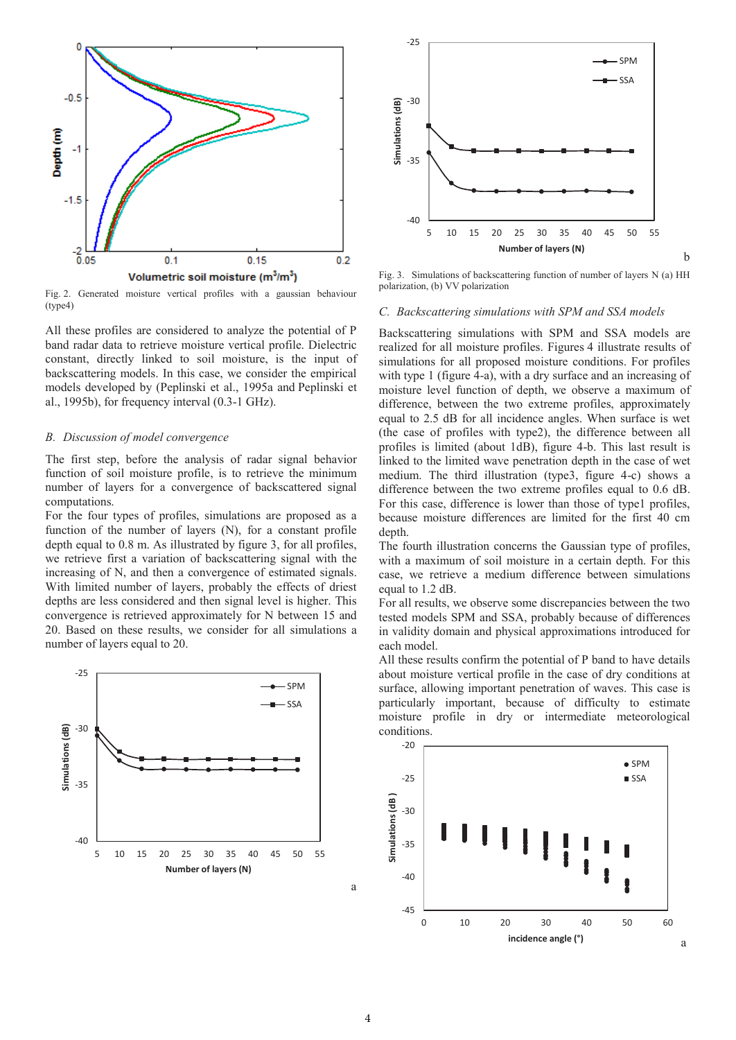Fig. 2. Generated moisture vertical profiles with a gaussian behaviour (type4)

All these profiles are considered to analyze the potential of P band radar data to retrieve moisture vertical profile. Dielectric constant, directly linked to soil moisture, is the input of backscattering models. In this case, we consider the empirical models developed by (Peplinski et al., 1995a and Peplinski et al., 1995b), for frequency interval (0.3-1 GHz).

### *B. Discussion of model convergence*

The first step, before the analysis of radar signal behavior function of soil moisture profile, is to retrieve the minimum number of layers for a convergence of backscattered signal computations.

For the four types of profiles, simulations are proposed as a function of the number of layers (N), for a constant profile depth equal to 0.8 m. As illustrated by figure 3, for all profiles, we retrieve first a variation of backscattering signal with the increasing of N, and then a convergence of estimated signals. With limited number of layers, probably the effects of driest depths are less considered and then signal level is higher. This convergence is retrieved approximately for N between 15 and 20. Based on these results, we consider for all simulations a number of layers equal to 20.

Fig. 3. Simulations of backscattering function of number of layers N (a) HH polarization, (b) VV polarization

### *C. Backscattering simulations with SPM and SSA models*

Backscattering simulations with SPM and SSA models are realized for all moisture profiles. Figures 4 illustrate results of simulations for all proposed moisture conditions. For profiles with type 1 (figure 4-a), with a dry surface and an increasing of moisture level function of depth, we observe a maximum of difference, between the two extreme profiles, approximately equal to 2.5 dB for all incidence angles. When surface is wet (the case of profiles with type2), the difference between all profiles is limited (about 1dB), figure 4-b. This last result is linked to the limited wave penetration depth in the case of wet medium. The third illustration (type3, figure 4-c) shows a difference between the two extreme profiles equal to 0.6 dB. For this case, difference is lower than those of type1 profiles, because moisture differences are limited for the first 40 cm depth.

The fourth illustration concerns the Gaussian type of profiles, with a maximum of soil moisture in a certain depth. For this case, we retrieve a medium difference between simulations equal to 1.2 dB.

For all results, we observe some discrepancies between the two tested models SPM and SSA, probably because of differences in validity domain and physical approximations introduced for each model.

All these results confirm the potential of P band to have details about moisture vertical profile in the case of dry conditions at surface, allowing important penetration of waves. This case is particularly important, because of difficulty to estimate moisture profile in dry or intermediate meteorological conditions.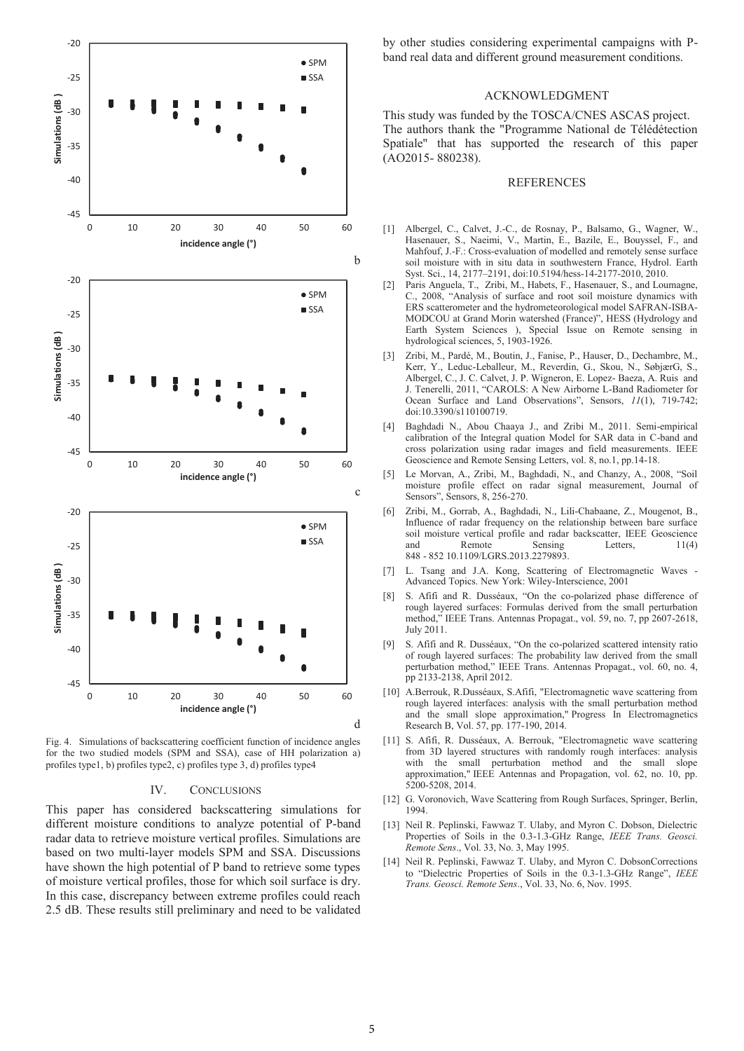-20
-25
-30
-35
-40
-45
0 10 20 30 40 50 60
Simulations (dB )
incidence angle (°)
SPM
SSA

b

-20
-25
-30
-35
-40
-45
0 10 20 30 40 50 60
Simulations (dB )
incidence angle (°)
SPM
SSA

c

-20
-25
-30
-35
-40
-45
0 10 20 30 40 50 60
Simulations (dB )
incidence angle (°)
SPM
SSA

d

Fig. 4. Simulations of backscattering coefficient function of incidence angles for the two studied models (SPM and SSA), case of HH polarization a) profiles type1, b) profiles type2, c) profiles type 3, d) profiles type4

## IV. Conclusions

This paper has considered backscattering simulations for different moisture conditions to analyze potential of P-band radar data to retrieve moisture vertical profiles. Simulations are based on two multi-layer models SPM and SSA. Discussions have shown the high potential of P band to retrieve some types of moisture vertical profiles, those for which soil surface is dry. In this case, discrepancy between extreme profiles could reach 2.5 dB. These results still preliminary and need to be validated by other studies considering experimental campaigns with P-band real data and different ground measurement conditions.

## Acknowledgment

This study was funded by the TOSCA/CNES ASCAS project. The authors thank the "Programme National de Télédétection Spatiale" that has supported the research of this paper (AO2015- 880238).

## References

[1] Albergel, C., Calvet, J.-C., de Rosnay, P., Balsamo, G., Wagner, W., Hasenauer, S., Naeimi, V., Martin, E., Bazile, E., Bouyssel, F., and Mahfouf, J.-F.: Cross-evaluation of modelled and remotely sense surface soil moisture with in situ data in southwestern France, Hydrol. Earth Syst. Sci., 14, 2177–2191, doi:10.5194/hess-14-2177-2010, 2010.

[2] Paris Anguela, T., Zribi, M., Habets, F., Hasenauer, S., and Loumagne, C., 2008, "Analysis of surface and root soil moisture dynamics with ERS scatterometer and the hydrometeorological model SAFRAN-ISBA-MODCOU at Grand Morin watershed (France)", HESS (Hydrology and Earth System Sciences ), Special Issue on Remote sensing in hydrological sciences, 5, 1903-1926.

[3] Zribi, M., Pardé, M., Boutin, J., Fanise, P., Hauser, D., Dechambre, M., Kerr, Y., Leduc-Leballeur, M., Reverdin, G., Skou, N., SøbjærG, S., Albergel, C., J. C. Calvet, J. P. Wigneron, E. Lopez- Baeza, A. Ruis and J. Tenerelli, 2011, "CAROLS: A New Airborne L-Band Radiometer for Ocean Surface and Land Observations", Sensors, *11*(1), 719-742; doi:10.3390/s110100719.

[4] Baghdadi N., Abou Chaaya J., and Zribi M., 2011. Semi-empirical calibration of the Integral quation Model for SAR data in C-band and cross polarization using radar images and field measurements. IEEE Geoscience and Remote Sensing Letters, vol. 8, no.1, pp.14-18.

[5] Le Morvan, A., Zribi, M., Baghdadi, N., and Chanzy, A., 2008, "Soil moisture profile effect on radar signal measurement, Journal of Sensors", Sensors, 8, 256-270.

[6] Zribi, M., Gorrab, A., Baghdadi, N., Lili-Chabaane, Z., Mougenot, B., Influence of radar frequency on the relationship between bare surface soil moisture vertical profile and radar backscatter, IEEE Geoscience and Remote Sensing Letters, 11(4) 848 - 852 10.1109/LGRS.2013.2279893.

[7] L. Tsang and J.A. Kong, Scattering of Electromagnetic Waves - Advanced Topics. New York: Wiley-Interscience, 2001

[8] S. Afifi and R. Dusséaux, "On the co-polarized phase difference of rough layered surfaces: Formulas derived from the small perturbation method," IEEE Trans. Antennas Propagat., vol. 59, no. 7, pp 2607-2618, July 2011.

[9] S. Afifi and R. Dusséaux, "On the co-polarized scattered intensity ratio of rough layered surfaces: The probability law derived from the small perturbation method," IEEE Trans. Antennas Propagat., vol. 60, no. 4, pp 2133-2138, April 2012.

[10] A.Berrouk, R.Dusséaux, S.Afifi, "Electromagnetic wave scattering from rough layered interfaces: analysis with the small perturbation method and the small slope approximation," Progress In Electromagnetics Research B, Vol. 57, pp. 177-190, 2014.

[11] S. Afifi, R. Dusséaux, A. Berrouk, "Electromagnetic wave scattering from 3D layered structures with randomly rough interfaces: analysis with the small perturbation method and the small slope approximation," IEEE Antennas and Propagation, vol. 62, no. 10, pp. 5200-5208, 2014.

[12] G. Voronovich, Wave Scattering from Rough Surfaces, Springer, Berlin, 1994.

[13] Neil R. Peplinski, Fawwaz T. Ulaby, and Myron C. Dobson, Dielectric Properties of Soils in the 0.3-1.3-GHz Range, *IEEE Trans. Geosci. Remote Sens*., Vol. 33, No. 3, May 1995.

[14] Neil R. Peplinski, Fawwaz T. Ulaby, and Myron C. DobsonCorrections to "Dielectric Properties of Soils in the 0.3-1.3-GHz Range", *IEEE Trans. Geosci. Remote Sens*., Vol. 33, No. 6, Nov. 1995.